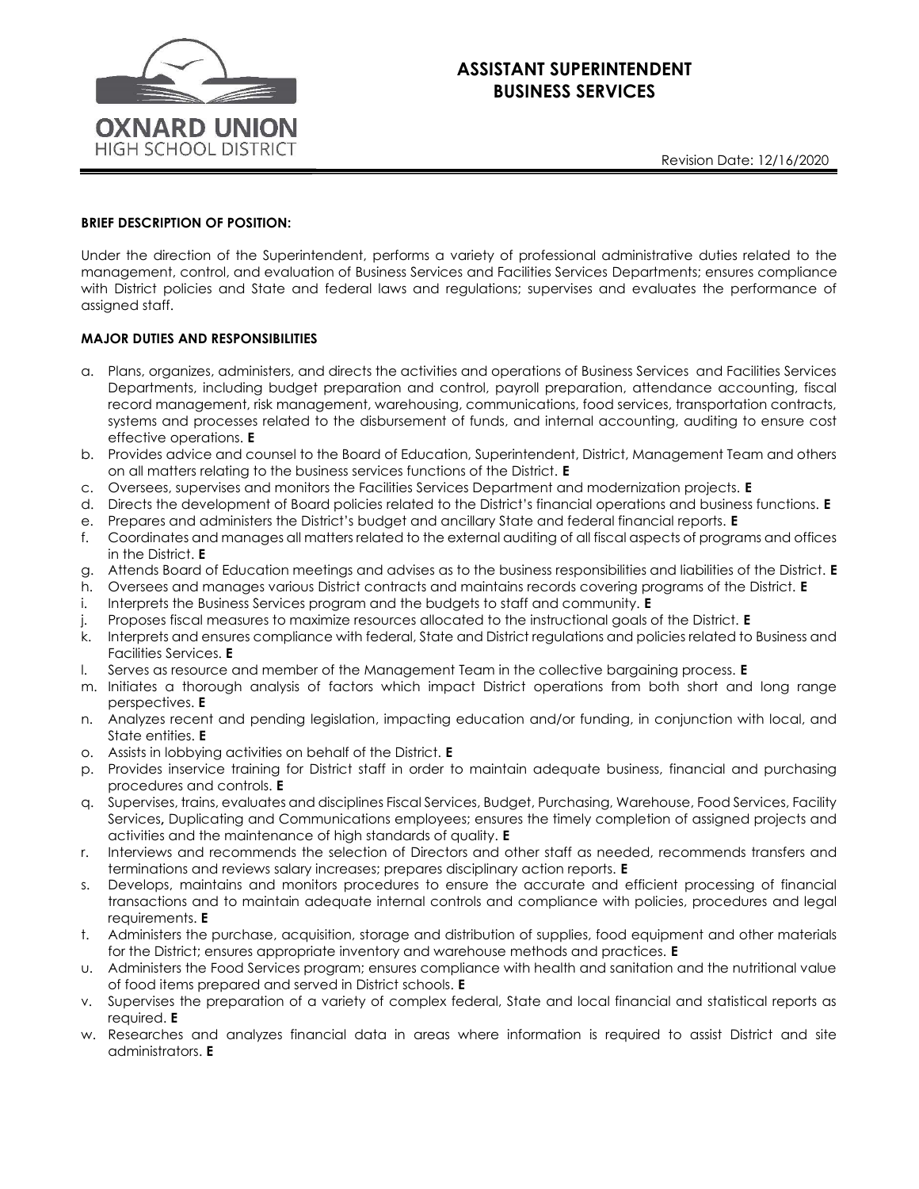OXNARD UNION
HIGH SCHOOL DISTRICT

# ASSISTANT SUPERINTENDENT BUSINESS SERVICES

Revision Date: 12/16/2020

**BRIEF DESCRIPTION OF POSITION:**

Under the direction of the Superintendent, performs a variety of professional administrative duties related to the management, control, and evaluation of Business Services and Facilities Services Departments; ensures compliance with District policies and State and federal laws and regulations; supervises and evaluates the performance of assigned staff.

**MAJOR DUTIES AND RESPONSIBILITIES**

a. Plans, organizes, administers, and directs the activities and operations of Business Services and Facilities Services Departments, including budget preparation and control, payroll preparation, attendance accounting, fiscal record management, risk management, warehousing, communications, food services, transportation contracts, systems and processes related to the disbursement of funds, and internal accounting, auditing to ensure cost effective operations. **E**
b. Provides advice and counsel to the Board of Education, Superintendent, District, Management Team and others on all matters relating to the business services functions of the District. **E**
c. Oversees, supervises and monitors the Facilities Services Department and modernization projects. **E**
d. Directs the development of Board policies related to the District's financial operations and business functions. **E**
e. Prepares and administers the District's budget and ancillary State and federal financial reports. **E**
f. Coordinates and manages all matters related to the external auditing of all fiscal aspects of programs and offices in the District. **E**
g. Attends Board of Education meetings and advises as to the business responsibilities and liabilities of the District. **E**
h. Oversees and manages various District contracts and maintains records covering programs of the District. **E**
i. Interprets the Business Services program and the budgets to staff and community. **E**
j. Proposes fiscal measures to maximize resources allocated to the instructional goals of the District. **E**
k. Interprets and ensures compliance with federal, State and District regulations and policies related to Business and Facilities Services. **E**
l. Serves as resource and member of the Management Team in the collective bargaining process. **E**
m. Initiates a thorough analysis of factors which impact District operations from both short and long range perspectives. **E**
n. Analyzes recent and pending legislation, impacting education and/or funding, in conjunction with local, and State entities. **E**
o. Assists in lobbying activities on behalf of the District. **E**
p. Provides inservice training for District staff in order to maintain adequate business, financial and purchasing procedures and controls. **E**
q. Supervises, trains, evaluates and disciplines Fiscal Services, Budget, Purchasing, Warehouse, Food Services, Facility Services, Duplicating and Communications employees; ensures the timely completion of assigned projects and activities and the maintenance of high standards of quality. **E**
r. Interviews and recommends the selection of Directors and other staff as needed, recommends transfers and terminations and reviews salary increases; prepares disciplinary action reports. **E**
s. Develops, maintains and monitors procedures to ensure the accurate and efficient processing of financial transactions and to maintain adequate internal controls and compliance with policies, procedures and legal requirements. **E**
t. Administers the purchase, acquisition, storage and distribution of supplies, food equipment and other materials for the District; ensures appropriate inventory and warehouse methods and practices. **E**
u. Administers the Food Services program; ensures compliance with health and sanitation and the nutritional value of food items prepared and served in District schools. **E**
v. Supervises the preparation of a variety of complex federal, State and local financial and statistical reports as required. **E**
w. Researches and analyzes financial data in areas where information is required to assist District and site administrators. **E**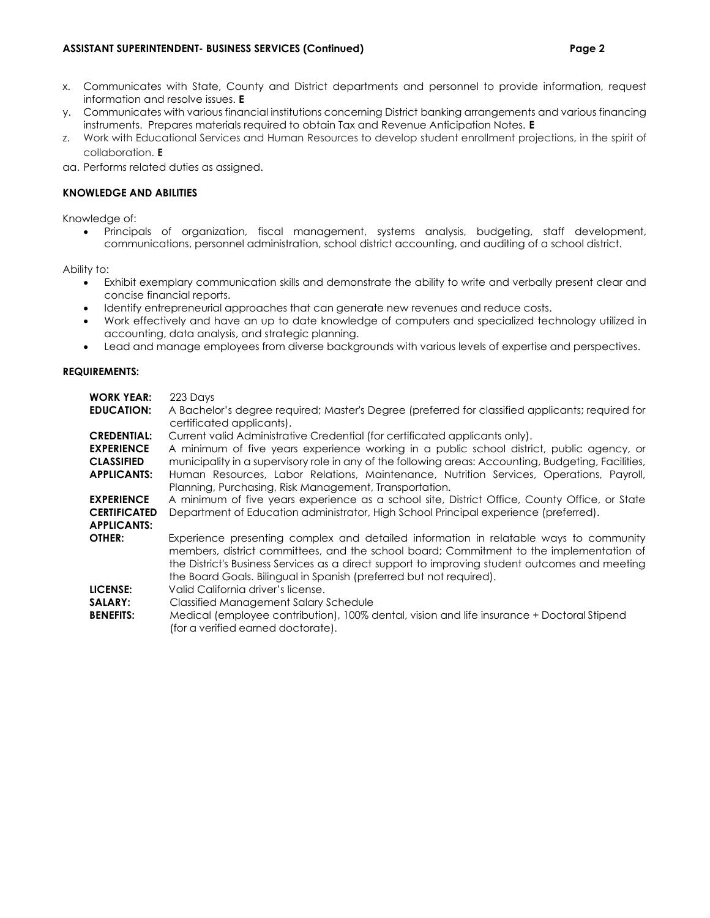x. Communicates with State, County and District departments and personnel to provide information, request information and resolve issues. **E**

y. Communicates with various financial institutions concerning District banking arrangements and various financing instruments. Prepares materials required to obtain Tax and Revenue Anticipation Notes. **E**

z. Work with Educational Services and Human Resources to develop student enrollment projections, in the spirit of collaboration. **E**

aa. Performs related duties as assigned.

**KNOWLEDGE AND ABILITIES**

Knowledge of:

- Principals of organization, fiscal management, systems analysis, budgeting, staff development, communications, personnel administration, school district accounting, and auditing of a school district.

Ability to:

- Exhibit exemplary communication skills and demonstrate the ability to write and verbally present clear and concise financial reports.
- Identify entrepreneurial approaches that can generate new revenues and reduce costs.
- Work effectively and have an up to date knowledge of computers and specialized technology utilized in accounting, data analysis, and strategic planning.
- Lead and manage employees from diverse backgrounds with various levels of expertise and perspectives.

**REQUIREMENTS:**

| | |
|---|---|
| **WORK YEAR:** | 223 Days |
| **EDUCATION:** | A Bachelor's degree required; Master's Degree (preferred for classified applicants; required for certificated applicants). |
| **CREDENTIAL:** | Current valid Administrative Credential (for certificated applicants only). |
| **EXPERIENCE CLASSIFIED APPLICANTS:** | A minimum of five years experience working in a public school district, public agency, or municipality in a supervisory role in any of the following areas: Accounting, Budgeting, Facilities, Human Resources, Labor Relations, Maintenance, Nutrition Services, Operations, Payroll, Planning, Purchasing, Risk Management, Transportation. |
| **EXPERIENCE CERTIFICATED APPLICANTS:** | A minimum of five years experience as a school site, District Office, County Office, or State Department of Education administrator, High School Principal experience (preferred). |
| **OTHER:** | Experience presenting complex and detailed information in relatable ways to community members, district committees, and the school board; Commitment to the implementation of the District's Business Services as a direct support to improving student outcomes and meeting the Board Goals. Bilingual in Spanish (preferred but not required). |
| **LICENSE:** | Valid California driver's license. |
| **SALARY:** | Classified Management Salary Schedule |
| **BENEFITS:** | Medical (employee contribution), 100% dental, vision and life insurance + Doctoral Stipend (for a verified earned doctorate). |